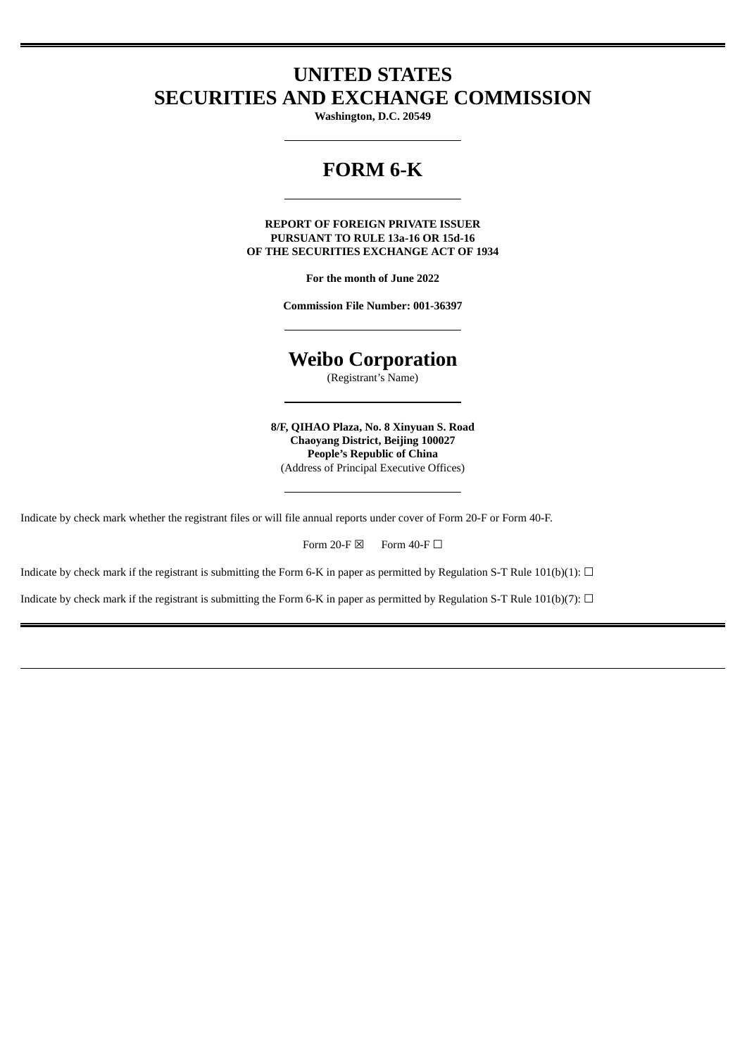# UNITED STATES
# SECURITIES AND EXCHANGE COMMISSION

**Washington, D.C. 20549**

# FORM 6-K

**REPORT OF FOREIGN PRIVATE ISSUER**
**PURSUANT TO RULE 13a-16 OR 15d-16**
**OF THE SECURITIES EXCHANGE ACT OF 1934**

**For the month of June 2022**

**Commission File Number: 001-36397**

# Weibo Corporation

(Registrant's Name)

**8/F, QIHAO Plaza, No. 8 Xinyuan S. Road**
**Chaoyang District, Beijing 100027**
**People's Republic of China**
(Address of Principal Executive Offices)

Indicate by check mark whether the registrant files or will file annual reports under cover of Form 20-F or Form 40-F.

Form 20-F ☒ Form 40-F ☐

Indicate by check mark if the registrant is submitting the Form 6-K in paper as permitted by Regulation S-T Rule 101(b)(1): ☐

Indicate by check mark if the registrant is submitting the Form 6-K in paper as permitted by Regulation S-T Rule 101(b)(7): ☐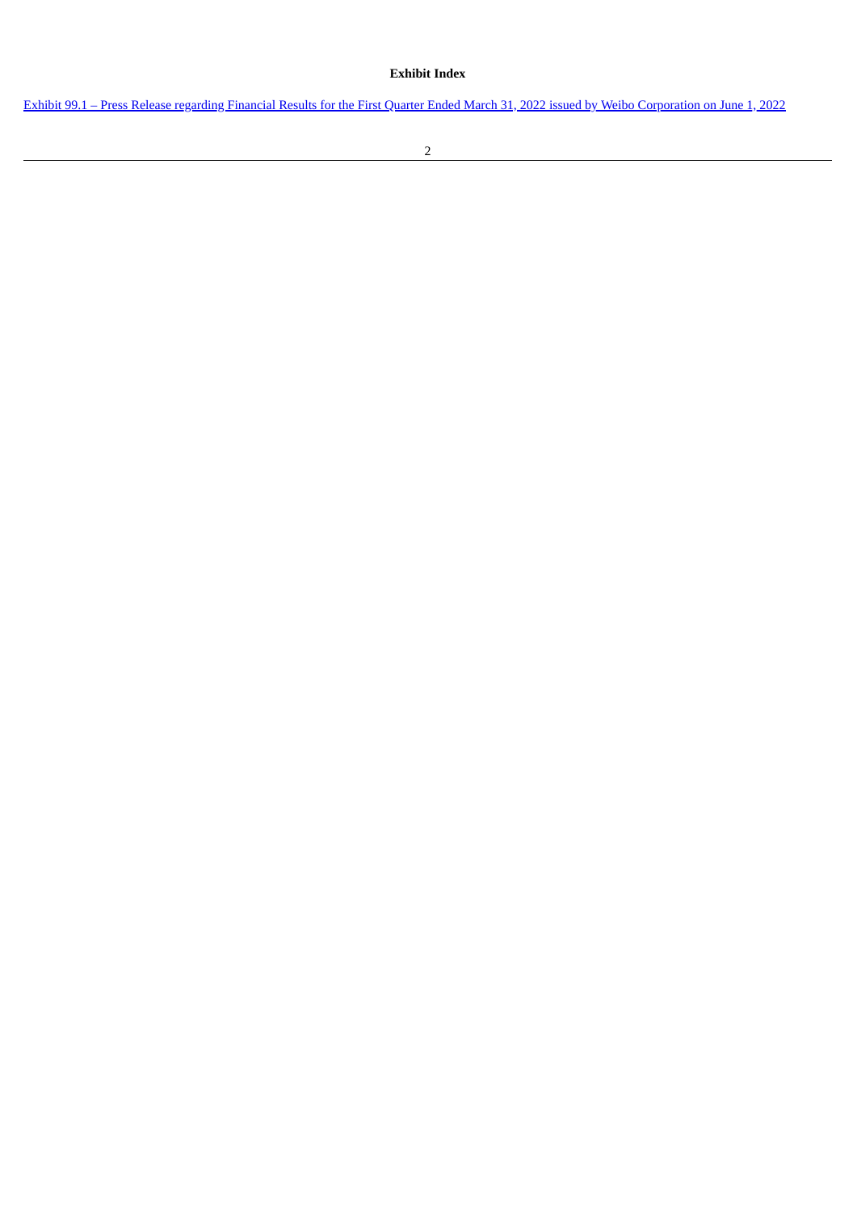**Exhibit Index**

Exhibit 99.1 – Press Release regarding Financial Results for the First Quarter Ended March 31, 2022 issued by Weibo Corporation on June 1, 2022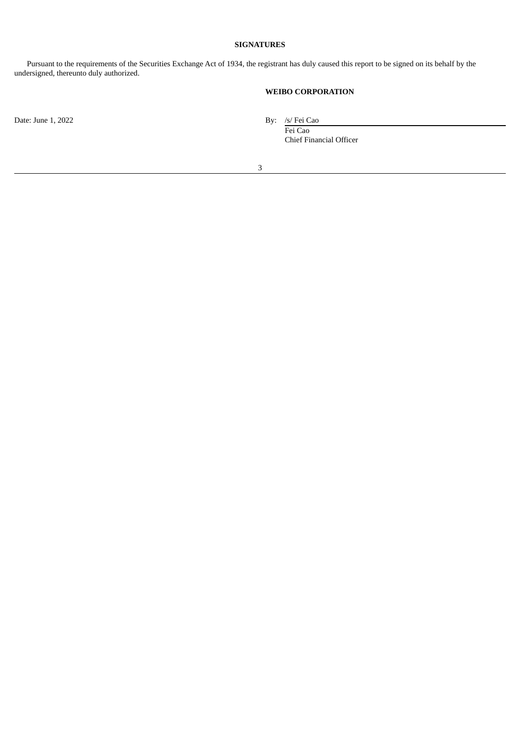**SIGNATURES**

Pursuant to the requirements of the Securities Exchange Act of 1934, the registrant has duly caused this report to be signed on its behalf by the undersigned, thereunto duly authorized.

**WEIBO CORPORATION**

Date: June 1, 2022

By: /s/ Fei Cao

Fei Cao

Chief Financial Officer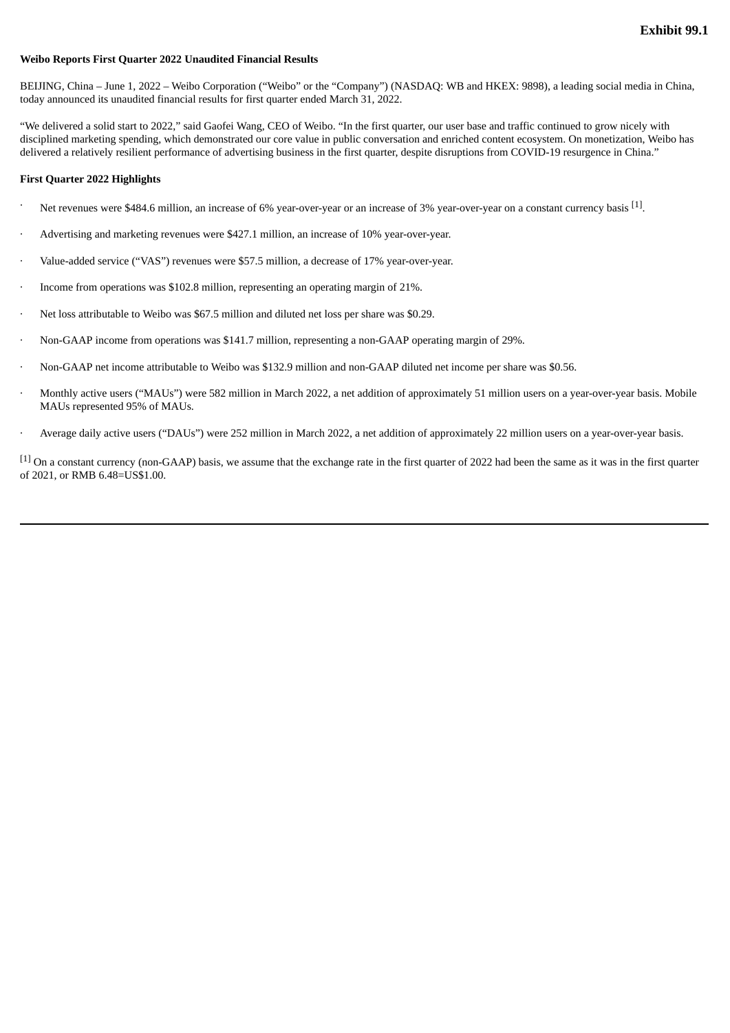**Exhibit 99.1**

**Weibo Reports First Quarter 2022 Unaudited Financial Results**

BEIJING, China – June 1, 2022 – Weibo Corporation ("Weibo" or the "Company") (NASDAQ: WB and HKEX: 9898), a leading social media in China, today announced its unaudited financial results for first quarter ended March 31, 2022.

"We delivered a solid start to 2022," said Gaofei Wang, CEO of Weibo. "In the first quarter, our user base and traffic continued to grow nicely with disciplined marketing spending, which demonstrated our core value in public conversation and enriched content ecosystem. On monetization, Weibo has delivered a relatively resilient performance of advertising business in the first quarter, despite disruptions from COVID-19 resurgence in China."

**First Quarter 2022 Highlights**

- Net revenues were $484.6 million, an increase of 6% year-over-year or an increase of 3% year-over-year on a constant currency basis [1].
- Advertising and marketing revenues were $427.1 million, an increase of 10% year-over-year.
- Value-added service ("VAS") revenues were $57.5 million, a decrease of 17% year-over-year.
- Income from operations was $102.8 million, representing an operating margin of 21%.
- Net loss attributable to Weibo was $67.5 million and diluted net loss per share was $0.29.
- Non-GAAP income from operations was $141.7 million, representing a non-GAAP operating margin of 29%.
- Non-GAAP net income attributable to Weibo was $132.9 million and non-GAAP diluted net income per share was $0.56.
- Monthly active users ("MAUs") were 582 million in March 2022, a net addition of approximately 51 million users on a year-over-year basis. Mobile MAUs represented 95% of MAUs.
- Average daily active users ("DAUs") were 252 million in March 2022, a net addition of approximately 22 million users on a year-over-year basis.

[1] On a constant currency (non-GAAP) basis, we assume that the exchange rate in the first quarter of 2022 had been the same as it was in the first quarter of 2021, or RMB 6.48=US$1.00.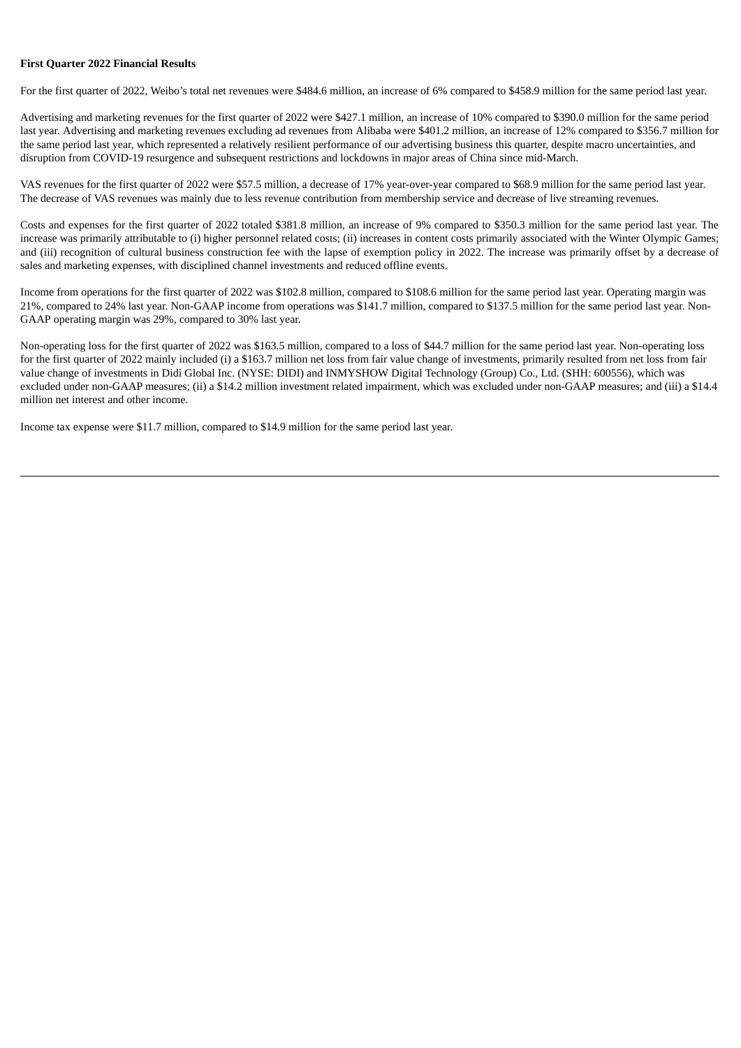**First Quarter 2022 Financial Results**

For the first quarter of 2022, Weibo's total net revenues were $484.6 million, an increase of 6% compared to $458.9 million for the same period last year.

Advertising and marketing revenues for the first quarter of 2022 were $427.1 million, an increase of 10% compared to $390.0 million for the same period last year. Advertising and marketing revenues excluding ad revenues from Alibaba were $401.2 million, an increase of 12% compared to $356.7 million for the same period last year, which represented a relatively resilient performance of our advertising business this quarter, despite macro uncertainties, and disruption from COVID-19 resurgence and subsequent restrictions and lockdowns in major areas of China since mid-March.

VAS revenues for the first quarter of 2022 were $57.5 million, a decrease of 17% year-over-year compared to $68.9 million for the same period last year. The decrease of VAS revenues was mainly due to less revenue contribution from membership service and decrease of live streaming revenues.

Costs and expenses for the first quarter of 2022 totaled $381.8 million, an increase of 9% compared to $350.3 million for the same period last year. The increase was primarily attributable to (i) higher personnel related costs; (ii) increases in content costs primarily associated with the Winter Olympic Games; and (iii) recognition of cultural business construction fee with the lapse of exemption policy in 2022. The increase was primarily offset by a decrease of sales and marketing expenses, with disciplined channel investments and reduced offline events.

Income from operations for the first quarter of 2022 was $102.8 million, compared to $108.6 million for the same period last year. Operating margin was 21%, compared to 24% last year. Non-GAAP income from operations was $141.7 million, compared to $137.5 million for the same period last year. Non-GAAP operating margin was 29%, compared to 30% last year.

Non-operating loss for the first quarter of 2022 was $163.5 million, compared to a loss of $44.7 million for the same period last year. Non-operating loss for the first quarter of 2022 mainly included (i) a $163.7 million net loss from fair value change of investments, primarily resulted from net loss from fair value change of investments in Didi Global Inc. (NYSE: DIDI) and INMYSHOW Digital Technology (Group) Co., Ltd. (SHH: 600556), which was excluded under non-GAAP measures; (ii) a $14.2 million investment related impairment, which was excluded under non-GAAP measures; and (iii) a $14.4 million net interest and other income.

Income tax expense were $11.7 million, compared to $14.9 million for the same period last year.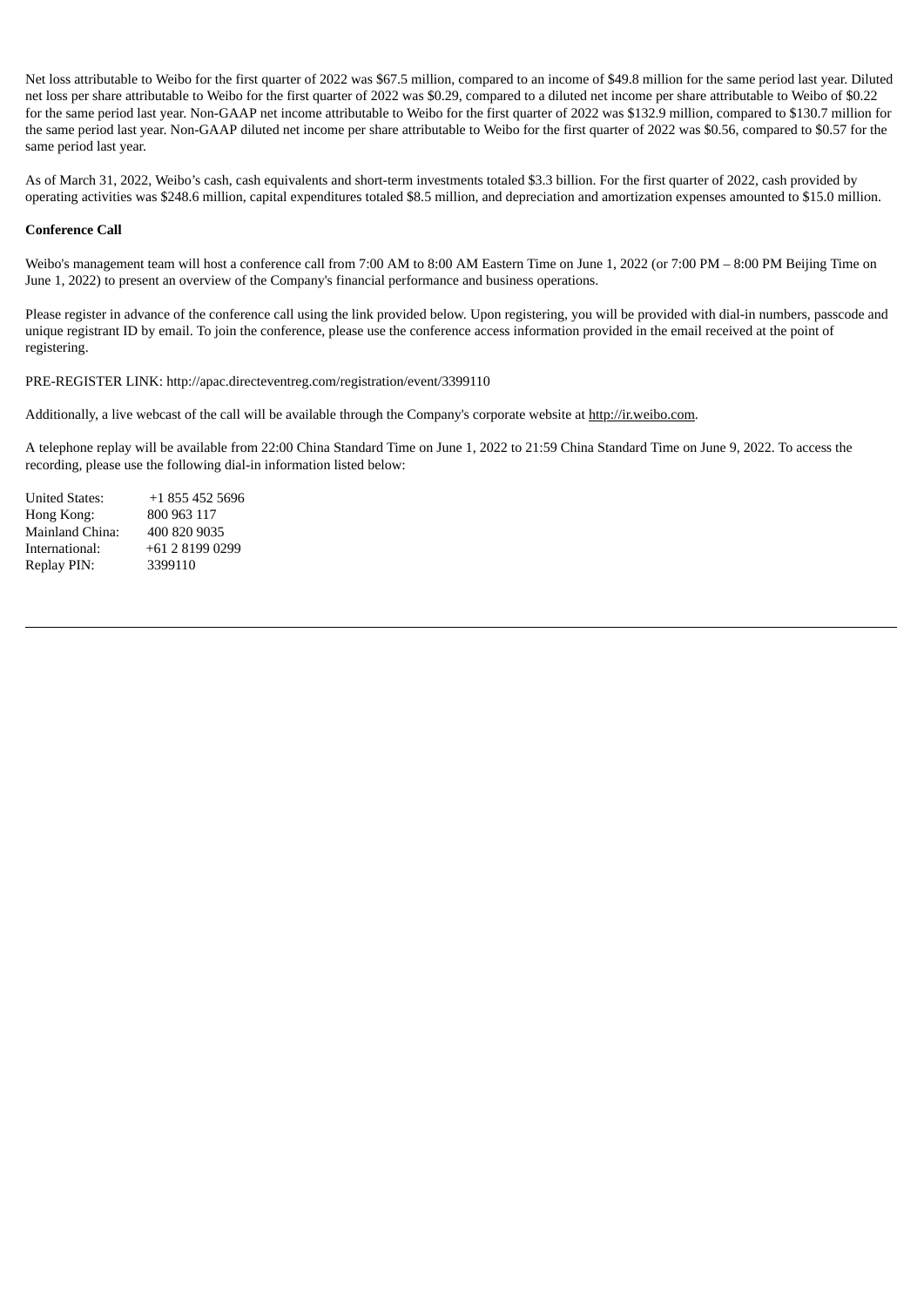Net loss attributable to Weibo for the first quarter of 2022 was $67.5 million, compared to an income of $49.8 million for the same period last year. Diluted net loss per share attributable to Weibo for the first quarter of 2022 was $0.29, compared to a diluted net income per share attributable to Weibo of $0.22 for the same period last year. Non-GAAP net income attributable to Weibo for the first quarter of 2022 was $132.9 million, compared to $130.7 million for the same period last year. Non-GAAP diluted net income per share attributable to Weibo for the first quarter of 2022 was $0.56, compared to $0.57 for the same period last year.

As of March 31, 2022, Weibo's cash, cash equivalents and short-term investments totaled $3.3 billion. For the first quarter of 2022, cash provided by operating activities was $248.6 million, capital expenditures totaled $8.5 million, and depreciation and amortization expenses amounted to $15.0 million.

**Conference Call**

Weibo's management team will host a conference call from 7:00 AM to 8:00 AM Eastern Time on June 1, 2022 (or 7:00 PM – 8:00 PM Beijing Time on June 1, 2022) to present an overview of the Company's financial performance and business operations.

Please register in advance of the conference call using the link provided below. Upon registering, you will be provided with dial-in numbers, passcode and unique registrant ID by email. To join the conference, please use the conference access information provided in the email received at the point of registering.

PRE-REGISTER LINK: http://apac.directeventreg.com/registration/event/3399110

Additionally, a live webcast of the call will be available through the Company's corporate website at http://ir.weibo.com.

A telephone replay will be available from 22:00 China Standard Time on June 1, 2022 to 21:59 China Standard Time on June 9, 2022. To access the recording, please use the following dial-in information listed below:

| | |
|---|---|
| United States: | +1 855 452 5696 |
| Hong Kong: | 800 963 117 |
| Mainland China: | 400 820 9035 |
| International: | +61 2 8199 0299 |
| Replay PIN: | 3399110 |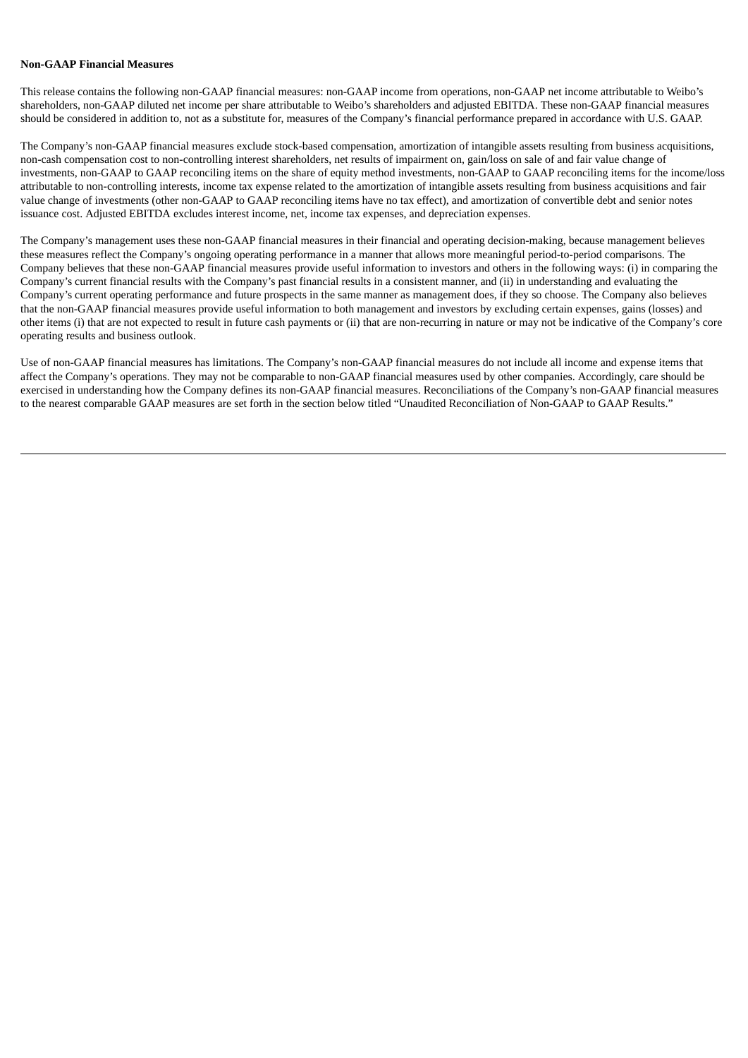**Non-GAAP Financial Measures**

This release contains the following non-GAAP financial measures: non-GAAP income from operations, non-GAAP net income attributable to Weibo's shareholders, non-GAAP diluted net income per share attributable to Weibo's shareholders and adjusted EBITDA. These non-GAAP financial measures should be considered in addition to, not as a substitute for, measures of the Company's financial performance prepared in accordance with U.S. GAAP.

The Company's non-GAAP financial measures exclude stock-based compensation, amortization of intangible assets resulting from business acquisitions, non-cash compensation cost to non-controlling interest shareholders, net results of impairment on, gain/loss on sale of and fair value change of investments, non-GAAP to GAAP reconciling items on the share of equity method investments, non-GAAP to GAAP reconciling items for the income/loss attributable to non-controlling interests, income tax expense related to the amortization of intangible assets resulting from business acquisitions and fair value change of investments (other non-GAAP to GAAP reconciling items have no tax effect), and amortization of convertible debt and senior notes issuance cost. Adjusted EBITDA excludes interest income, net, income tax expenses, and depreciation expenses.

The Company's management uses these non-GAAP financial measures in their financial and operating decision-making, because management believes these measures reflect the Company's ongoing operating performance in a manner that allows more meaningful period-to-period comparisons. The Company believes that these non-GAAP financial measures provide useful information to investors and others in the following ways: (i) in comparing the Company's current financial results with the Company's past financial results in a consistent manner, and (ii) in understanding and evaluating the Company's current operating performance and future prospects in the same manner as management does, if they so choose. The Company also believes that the non-GAAP financial measures provide useful information to both management and investors by excluding certain expenses, gains (losses) and other items (i) that are not expected to result in future cash payments or (ii) that are non-recurring in nature or may not be indicative of the Company's core operating results and business outlook.

Use of non-GAAP financial measures has limitations. The Company's non-GAAP financial measures do not include all income and expense items that affect the Company's operations. They may not be comparable to non-GAAP financial measures used by other companies. Accordingly, care should be exercised in understanding how the Company defines its non-GAAP financial measures. Reconciliations of the Company's non-GAAP financial measures to the nearest comparable GAAP measures are set forth in the section below titled "Unaudited Reconciliation of Non-GAAP to GAAP Results."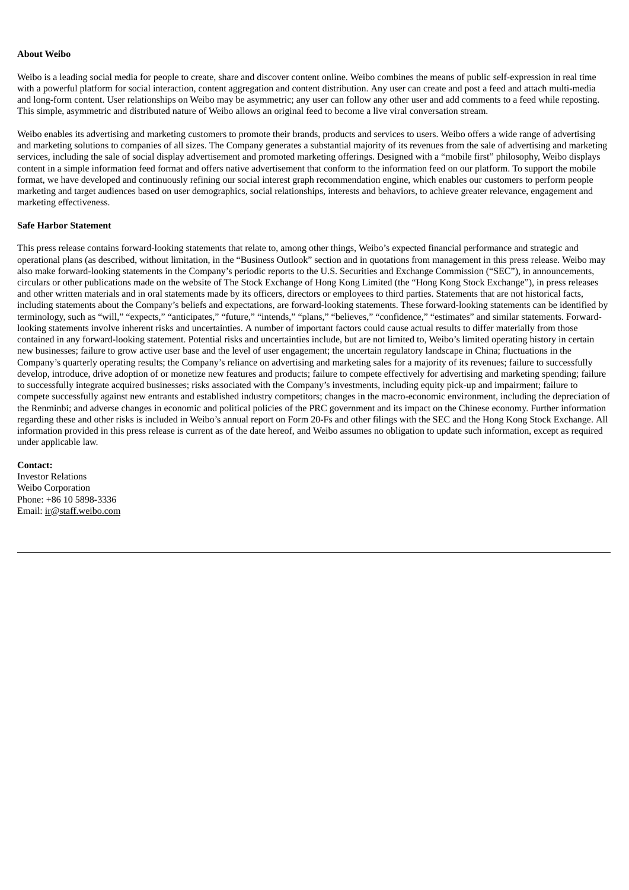**About Weibo**

Weibo is a leading social media for people to create, share and discover content online. Weibo combines the means of public self-expression in real time with a powerful platform for social interaction, content aggregation and content distribution. Any user can create and post a feed and attach multi-media and long-form content. User relationships on Weibo may be asymmetric; any user can follow any other user and add comments to a feed while reposting. This simple, asymmetric and distributed nature of Weibo allows an original feed to become a live viral conversation stream.

Weibo enables its advertising and marketing customers to promote their brands, products and services to users. Weibo offers a wide range of advertising and marketing solutions to companies of all sizes. The Company generates a substantial majority of its revenues from the sale of advertising and marketing services, including the sale of social display advertisement and promoted marketing offerings. Designed with a "mobile first" philosophy, Weibo displays content in a simple information feed format and offers native advertisement that conform to the information feed on our platform. To support the mobile format, we have developed and continuously refining our social interest graph recommendation engine, which enables our customers to perform people marketing and target audiences based on user demographics, social relationships, interests and behaviors, to achieve greater relevance, engagement and marketing effectiveness.

**Safe Harbor Statement**

This press release contains forward-looking statements that relate to, among other things, Weibo's expected financial performance and strategic and operational plans (as described, without limitation, in the "Business Outlook" section and in quotations from management in this press release. Weibo may also make forward-looking statements in the Company's periodic reports to the U.S. Securities and Exchange Commission ("SEC"), in announcements, circulars or other publications made on the website of The Stock Exchange of Hong Kong Limited (the "Hong Kong Stock Exchange"), in press releases and other written materials and in oral statements made by its officers, directors or employees to third parties. Statements that are not historical facts, including statements about the Company's beliefs and expectations, are forward-looking statements. These forward-looking statements can be identified by terminology, such as "will," "expects," "anticipates," "future," "intends," "plans," "believes," "confidence," "estimates" and similar statements. Forward-looking statements involve inherent risks and uncertainties. A number of important factors could cause actual results to differ materially from those contained in any forward-looking statement. Potential risks and uncertainties include, but are not limited to, Weibo's limited operating history in certain new businesses; failure to grow active user base and the level of user engagement; the uncertain regulatory landscape in China; fluctuations in the Company's quarterly operating results; the Company's reliance on advertising and marketing sales for a majority of its revenues; failure to successfully develop, introduce, drive adoption of or monetize new features and products; failure to compete effectively for advertising and marketing spending; failure to successfully integrate acquired businesses; risks associated with the Company's investments, including equity pick-up and impairment; failure to compete successfully against new entrants and established industry competitors; changes in the macro-economic environment, including the depreciation of the Renminbi; and adverse changes in economic and political policies of the PRC government and its impact on the Chinese economy. Further information regarding these and other risks is included in Weibo's annual report on Form 20-Fs and other filings with the SEC and the Hong Kong Stock Exchange. All information provided in this press release is current as of the date hereof, and Weibo assumes no obligation to update such information, except as required under applicable law.

**Contact:**
Investor Relations
Weibo Corporation
Phone: +86 10 5898-3336
Email: ir@staff.weibo.com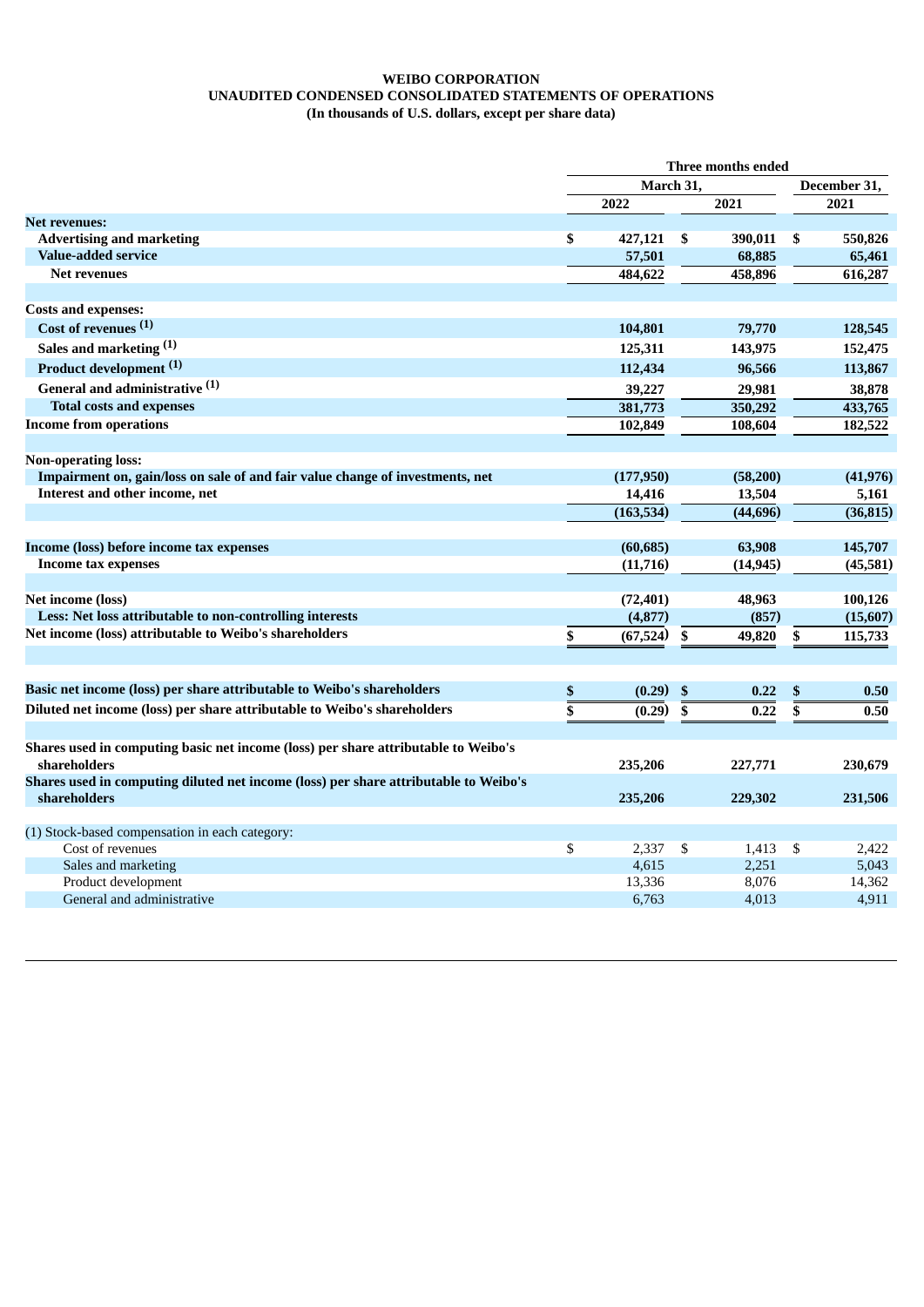**WEIBO CORPORATION**
**UNAUDITED CONDENSED CONSOLIDATED STATEMENTS OF OPERATIONS**
**(In thousands of U.S. dollars, except per share data)**

| | Three months ended | | |
|---|---|---|---|
| | March 31, | | December 31, |
| | 2022 | 2021 | 2021 |
| **Net revenues:** | | | |
| **Advertising and marketing** | $ 427,121 | $ 390,011 | $ 550,826 |
| **Value-added service** | 57,501 | 68,885 | 65,461 |
| **Net revenues** | 484,622 | 458,896 | 616,287 |
| | | | |
| **Costs and expenses:** | | | |
| **Cost of revenues [(1)]** | 104,801 | 79,770 | 128,545 |
| **Sales and marketing [(1)]** | 125,311 | 143,975 | 152,475 |
| **Product development [(1)]** | 112,434 | 96,566 | 113,867 |
| **General and administrative [(1)]** | 39,227 | 29,981 | 38,878 |
| **Total costs and expenses** | 381,773 | 350,292 | 433,765 |
| **Income from operations** | 102,849 | 108,604 | 182,522 |
| | | | |
| **Non-operating loss:** | | | |
| **Impairment on, gain/loss on sale of and fair value change of investments, net** | (177,950) | (58,200) | (41,976) |
| **Interest and other income, net** | 14,416 | 13,504 | 5,161 |
| | (163,534) | (44,696) | (36,815) |
| | | | |
| **Income (loss) before income tax expenses** | (60,685) | 63,908 | 145,707 |
| **Income tax expenses** | (11,716) | (14,945) | (45,581) |
| | | | |
| **Net income (loss)** | (72,401) | 48,963 | 100,126 |
| **Less: Net loss attributable to non-controlling interests** | (4,877) | (857) | (15,607) |
| **Net income (loss) attributable to Weibo's shareholders** | $ (67,524) | $ 49,820 | $ 115,733 |
| | | | |
| **Basic net income (loss) per share attributable to Weibo's shareholders** | $ (0.29) | $ 0.22 | $ 0.50 |
| **Diluted net income (loss) per share attributable to Weibo's shareholders** | $ (0.29) | $ 0.22 | $ 0.50 |
| | | | |
| **Shares used in computing basic net income (loss) per share attributable to Weibo's shareholders** | 235,206 | 227,771 | 230,679 |
| **Shares used in computing diluted net income (loss) per share attributable to Weibo's shareholders** | 235,206 | 229,302 | 231,506 |
| | | | |
| (1) Stock-based compensation in each category: | | | |
| Cost of revenues | $ 2,337 | $ 1,413 | $ 2,422 |
| Sales and marketing | 4,615 | 2,251 | 5,043 |
| Product development | 13,336 | 8,076 | 14,362 |
| General and administrative | 6,763 | 4,013 | 4,911 |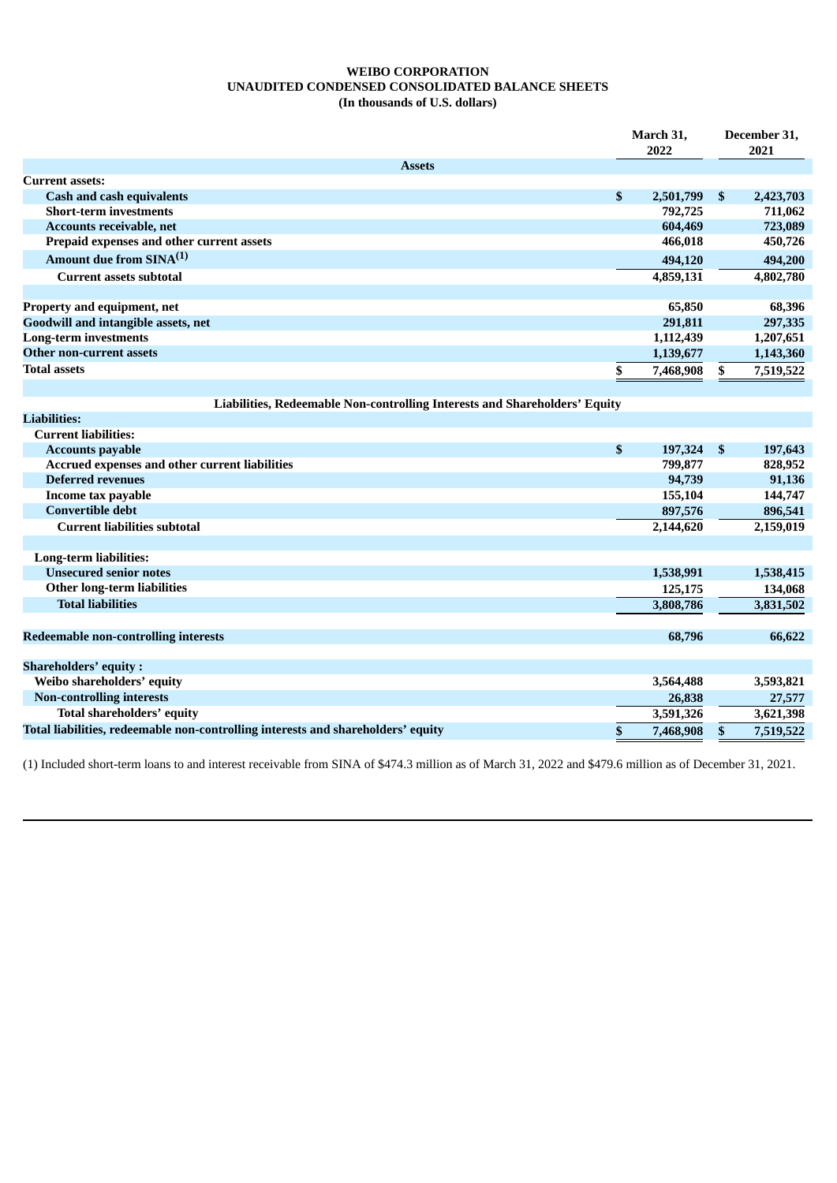**WEIBO CORPORATION**
**UNAUDITED CONDENSED CONSOLIDATED BALANCE SHEETS**
**(In thousands of U.S. dollars)**

| | March 31, 2022 | December 31, 2021 |
|---|---|---|
| **Assets** | | |
| **Current assets:** | | |
| Cash and cash equivalents | $ 2,501,799 | $ 2,423,703 |
| Short-term investments | 792,725 | 711,062 |
| Accounts receivable, net | 604,469 | 723,089 |
| Prepaid expenses and other current assets | 466,018 | 450,726 |
| Amount due from SINA[1] | 494,120 | 494,200 |
| Current assets subtotal | 4,859,131 | 4,802,780 |
| | | |
| Property and equipment, net | 65,850 | 68,396 |
| Goodwill and intangible assets, net | 291,811 | 297,335 |
| Long-term investments | 1,112,439 | 1,207,651 |
| Other non-current assets | 1,139,677 | 1,143,360 |
| **Total assets** | $ 7,468,908 | $ 7,519,522 |
| | | |
| **Liabilities, Redeemable Non-controlling Interests and Shareholders' Equity** | | |
| **Liabilities:** | | |
| Current liabilities: | | |
| Accounts payable | $ 197,324 | $ 197,643 |
| Accrued expenses and other current liabilities | 799,877 | 828,952 |
| Deferred revenues | 94,739 | 91,136 |
| Income tax payable | 155,104 | 144,747 |
| Convertible debt | 897,576 | 896,541 |
| Current liabilities subtotal | 2,144,620 | 2,159,019 |
| | | |
| Long-term liabilities: | | |
| Unsecured senior notes | 1,538,991 | 1,538,415 |
| Other long-term liabilities | 125,175 | 134,068 |
| **Total liabilities** | 3,808,786 | 3,831,502 |
| | | |
| **Redeemable non-controlling interests** | 68,796 | 66,622 |
| | | |
| **Shareholders' equity :** | | |
| Weibo shareholders' equity | 3,564,488 | 3,593,821 |
| Non-controlling interests | 26,838 | 27,577 |
| Total shareholders' equity | 3,591,326 | 3,621,398 |
| **Total liabilities, redeemable non-controlling interests and shareholders' equity** | $ 7,468,908 | $ 7,519,522 |

(1) Included short-term loans to and interest receivable from SINA of $474.3 million as of March 31, 2022 and $479.6 million as of December 31, 2021.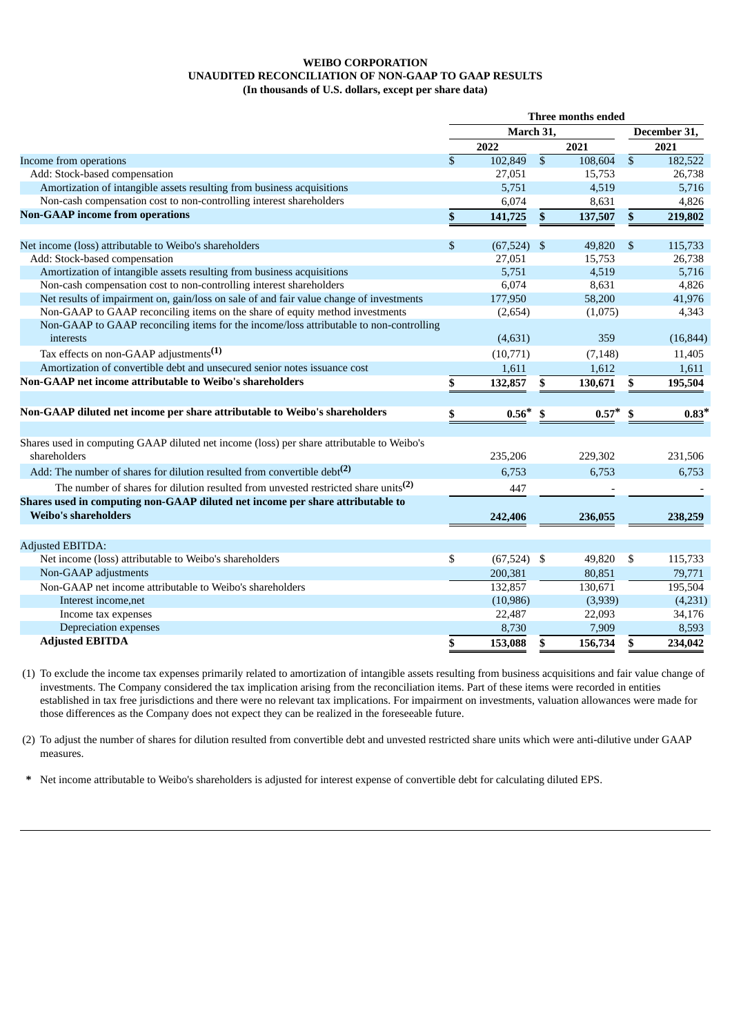**WEIBO CORPORATION**
**UNAUDITED RECONCILIATION OF NON-GAAP TO GAAP RESULTS**
**(In thousands of U.S. dollars, except per share data)**

| | Three months ended | | |
|---|---|---|---|
| | March 31, | | December 31, |
| | 2022 | 2021 | 2021 |
| Income from operations | $ 102,849 | $ 108,604 | $ 182,522 |
| Add: Stock-based compensation | 27,051 | 15,753 | 26,738 |
| Amortization of intangible assets resulting from business acquisitions | 5,751 | 4,519 | 5,716 |
| Non-cash compensation cost to non-controlling interest shareholders | 6,074 | 8,631 | 4,826 |
| **Non-GAAP income from operations** | **$ 141,725** | **$ 137,507** | **$ 219,802** |
| | | | |
| Net income (loss) attributable to Weibo's shareholders | $ (67,524) | $ 49,820 | $ 115,733 |
| Add: Stock-based compensation | 27,051 | 15,753 | 26,738 |
| Amortization of intangible assets resulting from business acquisitions | 5,751 | 4,519 | 5,716 |
| Non-cash compensation cost to non-controlling interest shareholders | 6,074 | 8,631 | 4,826 |
| Net results of impairment on, gain/loss on sale of and fair value change of investments | 177,950 | 58,200 | 41,976 |
| Non-GAAP to GAAP reconciling items on the share of equity method investments | (2,654) | (1,075) | 4,343 |
| Non-GAAP to GAAP reconciling items for the income/loss attributable to non-controlling interests | (4,631) | 359 | (16,844) |
| Tax effects on non-GAAP adjustments[(1)] | (10,771) | (7,148) | 11,405 |
| Amortization of convertible debt and unsecured senior notes issuance cost | 1,611 | 1,612 | 1,611 |
| **Non-GAAP net income attributable to Weibo's shareholders** | **$ 132,857** | **$ 130,671** | **$ 195,504** |
| | | | |
| **Non-GAAP diluted net income per share attributable to Weibo's shareholders** | **$ 0.56*** | **$ 0.57*** | **$ 0.83*** |
| | | | |
| Shares used in computing GAAP diluted net income (loss) per share attributable to Weibo's shareholders | 235,206 | 229,302 | 231,506 |
| Add: The number of shares for dilution resulted from convertible debt[(2)] | 6,753 | 6,753 | 6,753 |
| The number of shares for dilution resulted from unvested restricted share units[(2)] | 447 | - | - |
| **Shares used in computing non-GAAP diluted net income per share attributable to Weibo's shareholders** | **242,406** | **236,055** | **238,259** |
| | | | |
| Adjusted EBITDA: | | | |
| Net income (loss) attributable to Weibo's shareholders | $ (67,524) | $ 49,820 | $ 115,733 |
| Non-GAAP adjustments | 200,381 | 80,851 | 79,771 |
| Non-GAAP net income attributable to Weibo's shareholders | 132,857 | 130,671 | 195,504 |
| Interest income,net | (10,986) | (3,939) | (4,231) |
| Income tax expenses | 22,487 | 22,093 | 34,176 |
| Depreciation expenses | 8,730 | 7,909 | 8,593 |
| **Adjusted EBITDA** | **$ 153,088** | **$ 156,734** | **$ 234,042** |

(1) To exclude the income tax expenses primarily related to amortization of intangible assets resulting from business acquisitions and fair value change of investments. The Company considered the tax implication arising from the reconciliation items. Part of these items were recorded in entities established in tax free jurisdictions and there were no relevant tax implications. For impairment on investments, valuation allowances were made for those differences as the Company does not expect they can be realized in the foreseeable future.

(2) To adjust the number of shares for dilution resulted from convertible debt and unvested restricted share units which were anti-dilutive under GAAP measures.

\* Net income attributable to Weibo's shareholders is adjusted for interest expense of convertible debt for calculating diluted EPS.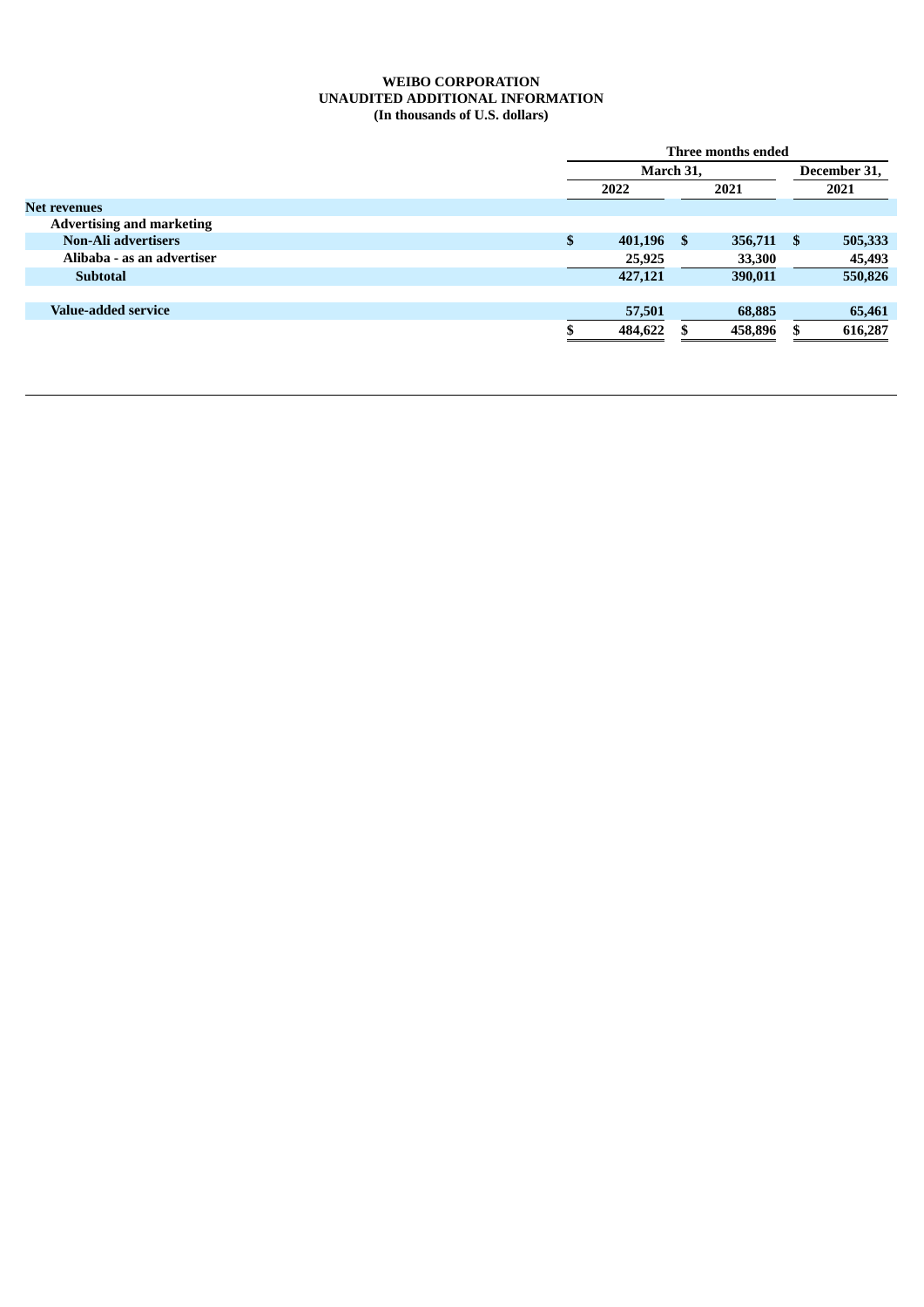**WEIBO CORPORATION**
**UNAUDITED ADDITIONAL INFORMATION**
**(In thousands of U.S. dollars)**

| | Three months ended | | |
|---|---|---|---|
| | March 31, | | December 31, |
| | 2022 | 2021 | 2021 |
| **Net revenues** | | | |
| **Advertising and marketing** | | | |
| **Non-Ali advertisers** | $ 401,196 | $ 356,711 | $ 505,333 |
| **Alibaba - as an advertiser** | 25,925 | 33,300 | 45,493 |
| **Subtotal** | 427,121 | 390,011 | 550,826 |
| | | | |
| **Value-added service** | 57,501 | 68,885 | 65,461 |
| | $ 484,622 | $ 458,896 | $ 616,287 |